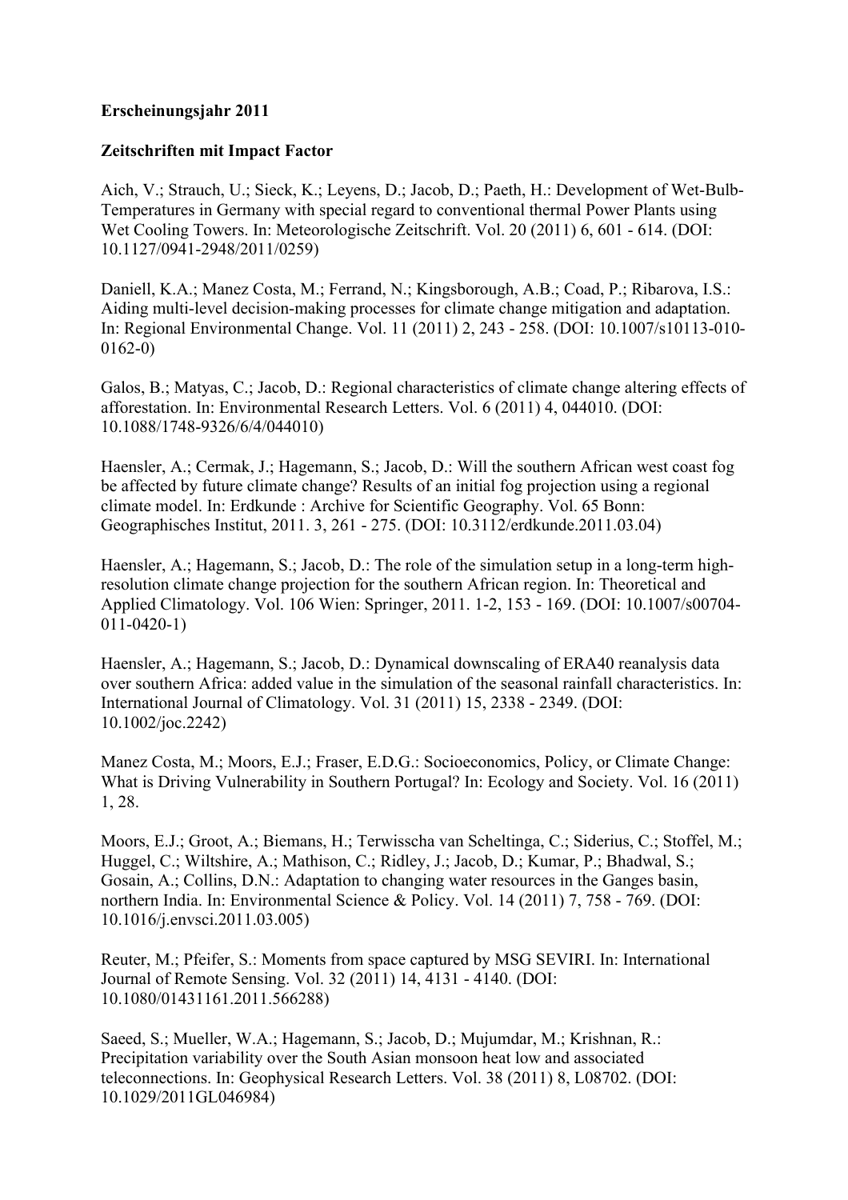**Erscheinungsjahr 2011**

**Zeitschriften mit Impact Factor**

Aich, V.; Strauch, U.; Sieck, K.; Leyens, D.; Jacob, D.; Paeth, H.: Development of Wet-Bulb-Temperatures in Germany with special regard to conventional thermal Power Plants using Wet Cooling Towers. In: Meteorologische Zeitschrift. Vol. 20 (2011) 6, 601 - 614. (DOI: 10.1127/0941-2948/2011/0259)

Daniell, K.A.; Manez Costa, M.; Ferrand, N.; Kingsborough, A.B.; Coad, P.; Ribarova, I.S.: Aiding multi-level decision-making processes for climate change mitigation and adaptation. In: Regional Environmental Change. Vol. 11 (2011) 2, 243 - 258. (DOI: 10.1007/s10113-010-0162-0)

Galos, B.; Matyas, C.; Jacob, D.: Regional characteristics of climate change altering effects of afforestation. In: Environmental Research Letters. Vol. 6 (2011) 4, 044010. (DOI: 10.1088/1748-9326/6/4/044010)

Haensler, A.; Cermak, J.; Hagemann, S.; Jacob, D.: Will the southern African west coast fog be affected by future climate change? Results of an initial fog projection using a regional climate model. In: Erdkunde : Archive for Scientific Geography. Vol. 65 Bonn: Geographisches Institut, 2011. 3, 261 - 275. (DOI: 10.3112/erdkunde.2011.03.04)

Haensler, A.; Hagemann, S.; Jacob, D.: The role of the simulation setup in a long-term high-resolution climate change projection for the southern African region. In: Theoretical and Applied Climatology. Vol. 106 Wien: Springer, 2011. 1-2, 153 - 169. (DOI: 10.1007/s00704-011-0420-1)

Haensler, A.; Hagemann, S.; Jacob, D.: Dynamical downscaling of ERA40 reanalysis data over southern Africa: added value in the simulation of the seasonal rainfall characteristics. In: International Journal of Climatology. Vol. 31 (2011) 15, 2338 - 2349. (DOI: 10.1002/joc.2242)

Manez Costa, M.; Moors, E.J.; Fraser, E.D.G.: Socioeconomics, Policy, or Climate Change: What is Driving Vulnerability in Southern Portugal? In: Ecology and Society. Vol. 16 (2011) 1, 28.

Moors, E.J.; Groot, A.; Biemans, H.; Terwisscha van Scheltinga, C.; Siderius, C.; Stoffel, M.; Huggel, C.; Wiltshire, A.; Mathison, C.; Ridley, J.; Jacob, D.; Kumar, P.; Bhadwal, S.; Gosain, A.; Collins, D.N.: Adaptation to changing water resources in the Ganges basin, northern India. In: Environmental Science & Policy. Vol. 14 (2011) 7, 758 - 769. (DOI: 10.1016/j.envsci.2011.03.005)

Reuter, M.; Pfeifer, S.: Moments from space captured by MSG SEVIRI. In: International Journal of Remote Sensing. Vol. 32 (2011) 14, 4131 - 4140. (DOI: 10.1080/01431161.2011.566288)

Saeed, S.; Mueller, W.A.; Hagemann, S.; Jacob, D.; Mujumdar, M.; Krishnan, R.: Precipitation variability over the South Asian monsoon heat low and associated teleconnections. In: Geophysical Research Letters. Vol. 38 (2011) 8, L08702. (DOI: 10.1029/2011GL046984)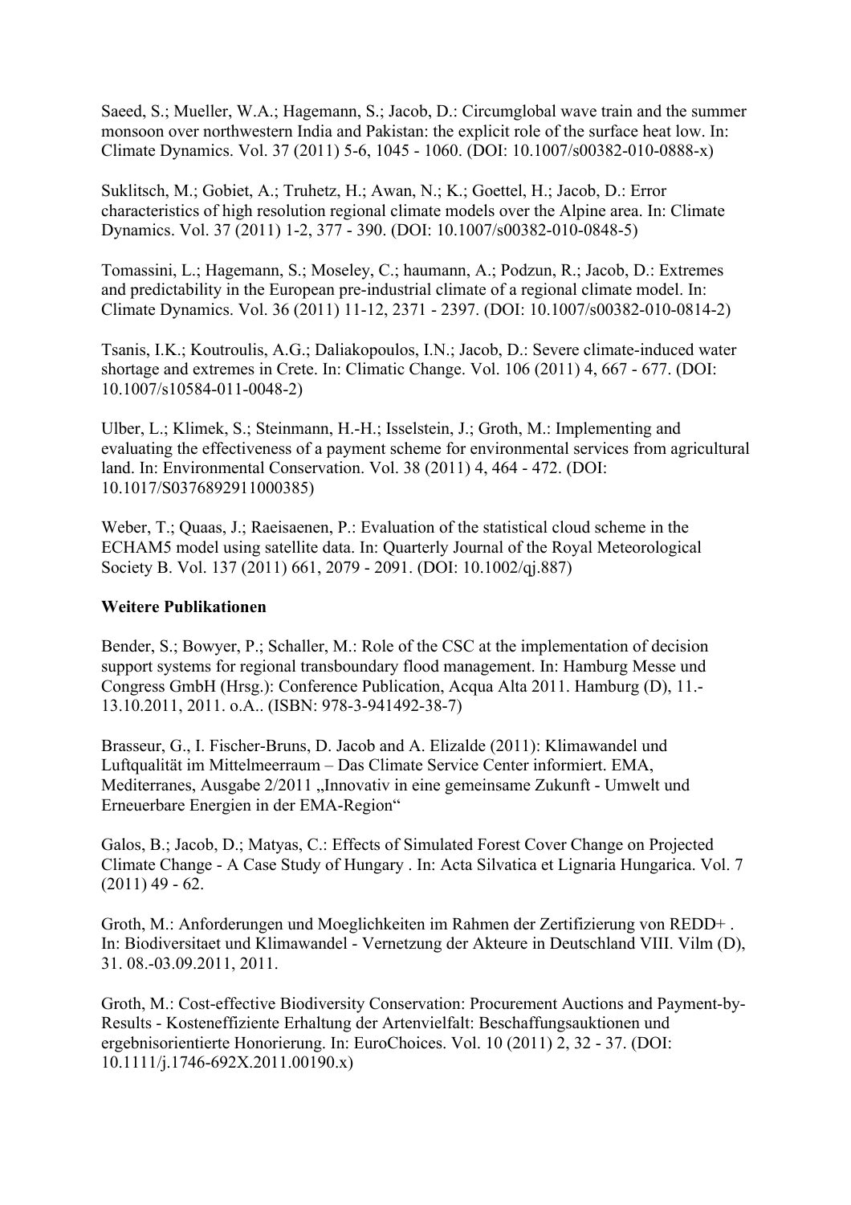Saeed, S.; Mueller, W.A.; Hagemann, S.; Jacob, D.: Circumglobal wave train and the summer monsoon over northwestern India and Pakistan: the explicit role of the surface heat low. In: Climate Dynamics. Vol. 37 (2011) 5-6, 1045 - 1060. (DOI: 10.1007/s00382-010-0888-x)

Suklitsch, M.; Gobiet, A.; Truhetz, H.; Awan, N.; K.; Goettel, H.; Jacob, D.: Error characteristics of high resolution regional climate models over the Alpine area. In: Climate Dynamics. Vol. 37 (2011) 1-2, 377 - 390. (DOI: 10.1007/s00382-010-0848-5)

Tomassini, L.; Hagemann, S.; Moseley, C.; haumann, A.; Podzun, R.; Jacob, D.: Extremes and predictability in the European pre-industrial climate of a regional climate model. In: Climate Dynamics. Vol. 36 (2011) 11-12, 2371 - 2397. (DOI: 10.1007/s00382-010-0814-2)

Tsanis, I.K.; Koutroulis, A.G.; Daliakopoulos, I.N.; Jacob, D.: Severe climate-induced water shortage and extremes in Crete. In: Climatic Change. Vol. 106 (2011) 4, 667 - 677. (DOI: 10.1007/s10584-011-0048-2)

Ulber, L.; Klimek, S.; Steinmann, H.-H.; Isselstein, J.; Groth, M.: Implementing and evaluating the effectiveness of a payment scheme for environmental services from agricultural land. In: Environmental Conservation. Vol. 38 (2011) 4, 464 - 472. (DOI: 10.1017/S0376892911000385)

Weber, T.; Quaas, J.; Raeisaenen, P.: Evaluation of the statistical cloud scheme in the ECHAM5 model using satellite data. In: Quarterly Journal of the Royal Meteorological Society B. Vol. 137 (2011) 661, 2079 - 2091. (DOI: 10.1002/qj.887)

**Weitere Publikationen**

Bender, S.; Bowyer, P.; Schaller, M.: Role of the CSC at the implementation of decision support systems for regional transboundary flood management. In: Hamburg Messe und Congress GmbH (Hrsg.): Conference Publication, Acqua Alta 2011. Hamburg (D), 11.-13.10.2011, 2011. o.A.. (ISBN: 978-3-941492-38-7)

Brasseur, G., I. Fischer-Bruns, D. Jacob and A. Elizalde (2011): Klimawandel und Luftqualität im Mittelmeerraum – Das Climate Service Center informiert. EMA, Mediterranes, Ausgabe 2/2011 „Innovativ in eine gemeinsame Zukunft - Umwelt und Erneuerbare Energien in der EMA-Region“

Galos, B.; Jacob, D.; Matyas, C.: Effects of Simulated Forest Cover Change on Projected Climate Change - A Case Study of Hungary . In: Acta Silvatica et Lignaria Hungarica. Vol. 7 (2011) 49 - 62.

Groth, M.: Anforderungen und Moeglichkeiten im Rahmen der Zertifizierung von REDD+ . In: Biodiversitaet und Klimawandel - Vernetzung der Akteure in Deutschland VIII. Vilm (D), 31. 08.-03.09.2011, 2011.

Groth, M.: Cost-effective Biodiversity Conservation: Procurement Auctions and Payment-by-Results - Kosteneffiziente Erhaltung der Artenvielfalt: Beschaffungsauktionen und ergebnisorientierte Honorierung. In: EuroChoices. Vol. 10 (2011) 2, 32 - 37. (DOI: 10.1111/j.1746-692X.2011.00190.x)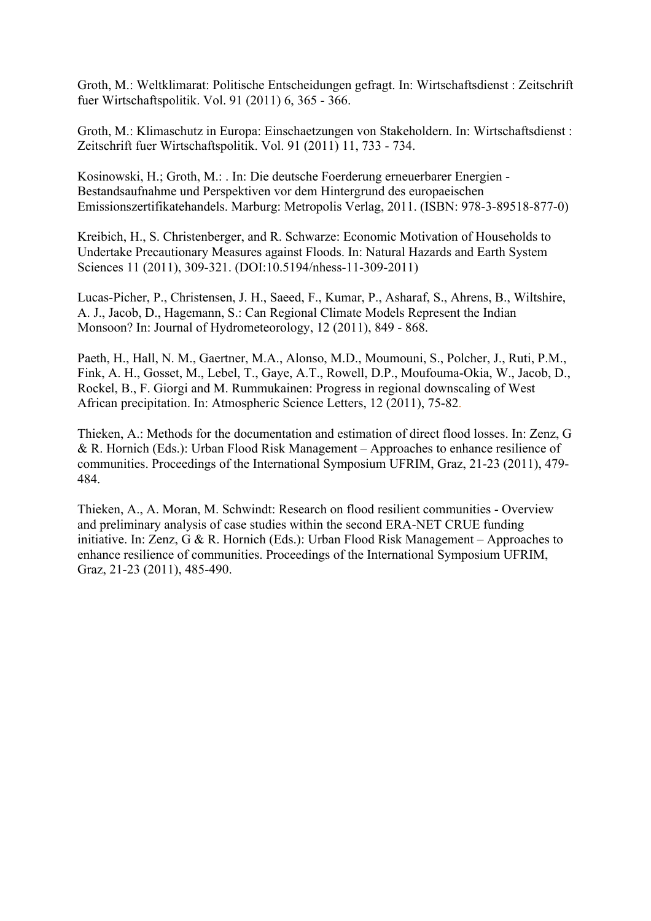Groth, M.: Weltklimarat: Politische Entscheidungen gefragt. In: Wirtschaftsdienst : Zeitschrift fuer Wirtschaftspolitik. Vol. 91 (2011) 6, 365 - 366.

Groth, M.: Klimaschutz in Europa: Einschaetzungen von Stakeholdern. In: Wirtschaftsdienst : Zeitschrift fuer Wirtschaftspolitik. Vol. 91 (2011) 11, 733 - 734.

Kosinowski, H.; Groth, M.: . In: Die deutsche Foerderung erneuerbarer Energien - Bestandsaufnahme und Perspektiven vor dem Hintergrund des europaeischen Emissionszertifikatehandels. Marburg: Metropolis Verlag, 2011. (ISBN: 978-3-89518-877-0)

Kreibich, H., S. Christenberger, and R. Schwarze: Economic Motivation of Households to Undertake Precautionary Measures against Floods. In: Natural Hazards and Earth System Sciences 11 (2011), 309-321. (DOI:10.5194/nhess-11-309-2011)

Lucas-Picher, P., Christensen, J. H., Saeed, F., Kumar, P., Asharaf, S., Ahrens, B., Wiltshire, A. J., Jacob, D., Hagemann, S.: Can Regional Climate Models Represent the Indian Monsoon? In: Journal of Hydrometeorology, 12 (2011), 849 - 868.

Paeth, H., Hall, N. M., Gaertner, M.A., Alonso, M.D., Moumouni, S., Polcher, J., Ruti, P.M., Fink, A. H., Gosset, M., Lebel, T., Gaye, A.T., Rowell, D.P., Moufouma-Okia, W., Jacob, D., Rockel, B., F. Giorgi and M. Rummukainen: Progress in regional downscaling of West African precipitation. In: Atmospheric Science Letters, 12 (2011), 75-82.

Thieken, A.: Methods for the documentation and estimation of direct flood losses. In: Zenz, G & R. Hornich (Eds.): Urban Flood Risk Management – Approaches to enhance resilience of communities. Proceedings of the International Symposium UFRIM, Graz, 21-23 (2011), 479-484.

Thieken, A., A. Moran, M. Schwindt: Research on flood resilient communities - Overview and preliminary analysis of case studies within the second ERA-NET CRUE funding initiative. In: Zenz, G & R. Hornich (Eds.): Urban Flood Risk Management – Approaches to enhance resilience of communities. Proceedings of the International Symposium UFRIM, Graz, 21-23 (2011), 485-490.